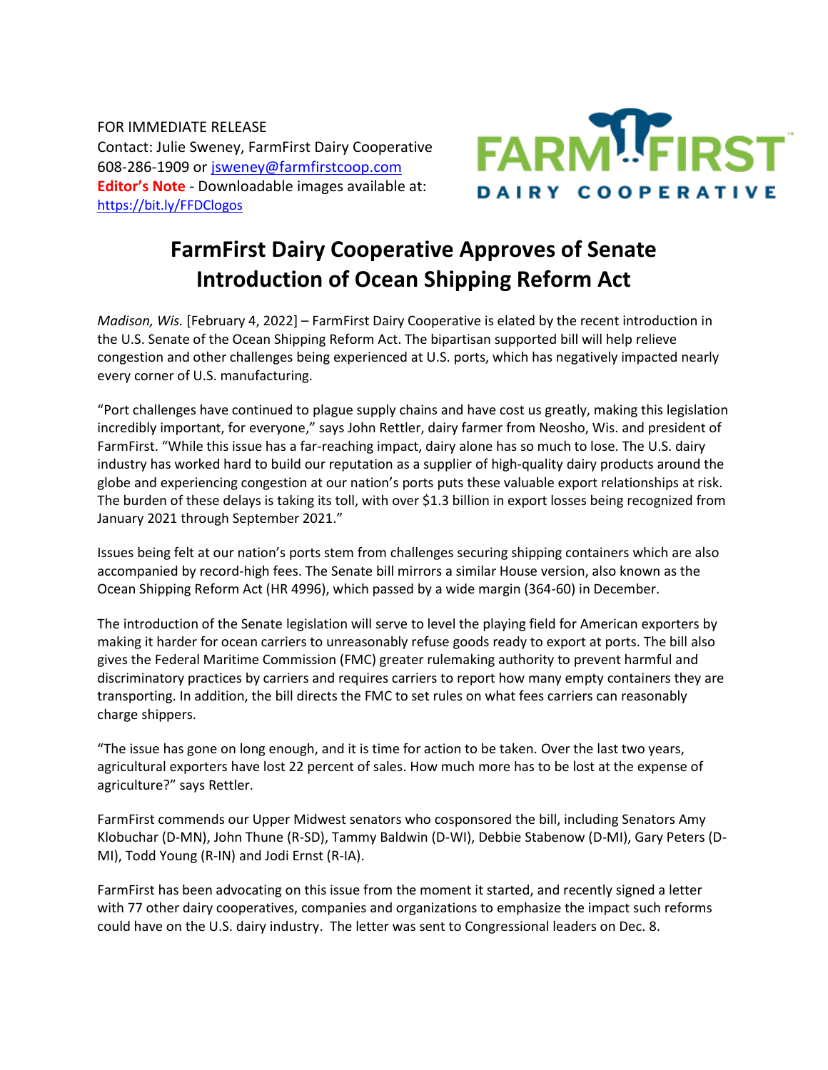FOR IMMEDIATE RELEASE
Contact: Julie Sweney, FarmFirst Dairy Cooperative
608-286-1909 or jsweney@farmfirstcoop.com
**Editor's Note** - Downloadable images available at: https://bit.ly/FFDClogos

# FarmFirst Dairy Cooperative Approves of Senate Introduction of Ocean Shipping Reform Act

*Madison, Wis.* [February 4, 2022] – FarmFirst Dairy Cooperative is elated by the recent introduction in the U.S. Senate of the Ocean Shipping Reform Act. The bipartisan supported bill will help relieve congestion and other challenges being experienced at U.S. ports, which has negatively impacted nearly every corner of U.S. manufacturing.

"Port challenges have continued to plague supply chains and have cost us greatly, making this legislation incredibly important, for everyone," says John Rettler, dairy farmer from Neosho, Wis. and president of FarmFirst. "While this issue has a far-reaching impact, dairy alone has so much to lose. The U.S. dairy industry has worked hard to build our reputation as a supplier of high-quality dairy products around the globe and experiencing congestion at our nation's ports puts these valuable export relationships at risk. The burden of these delays is taking its toll, with over $1.3 billion in export losses being recognized from January 2021 through September 2021."

Issues being felt at our nation's ports stem from challenges securing shipping containers which are also accompanied by record-high fees. The Senate bill mirrors a similar House version, also known as the Ocean Shipping Reform Act (HR 4996), which passed by a wide margin (364-60) in December.

The introduction of the Senate legislation will serve to level the playing field for American exporters by making it harder for ocean carriers to unreasonably refuse goods ready to export at ports. The bill also gives the Federal Maritime Commission (FMC) greater rulemaking authority to prevent harmful and discriminatory practices by carriers and requires carriers to report how many empty containers they are transporting. In addition, the bill directs the FMC to set rules on what fees carriers can reasonably charge shippers.

"The issue has gone on long enough, and it is time for action to be taken. Over the last two years, agricultural exporters have lost 22 percent of sales. How much more has to be lost at the expense of agriculture?" says Rettler.

FarmFirst commends our Upper Midwest senators who cosponsored the bill, including Senators Amy Klobuchar (D-MN), John Thune (R-SD), Tammy Baldwin (D-WI), Debbie Stabenow (D-MI), Gary Peters (D-MI), Todd Young (R-IN) and Jodi Ernst (R-IA).

FarmFirst has been advocating on this issue from the moment it started, and recently signed a letter with 77 other dairy cooperatives, companies and organizations to emphasize the impact such reforms could have on the U.S. dairy industry. The letter was sent to Congressional leaders on Dec. 8.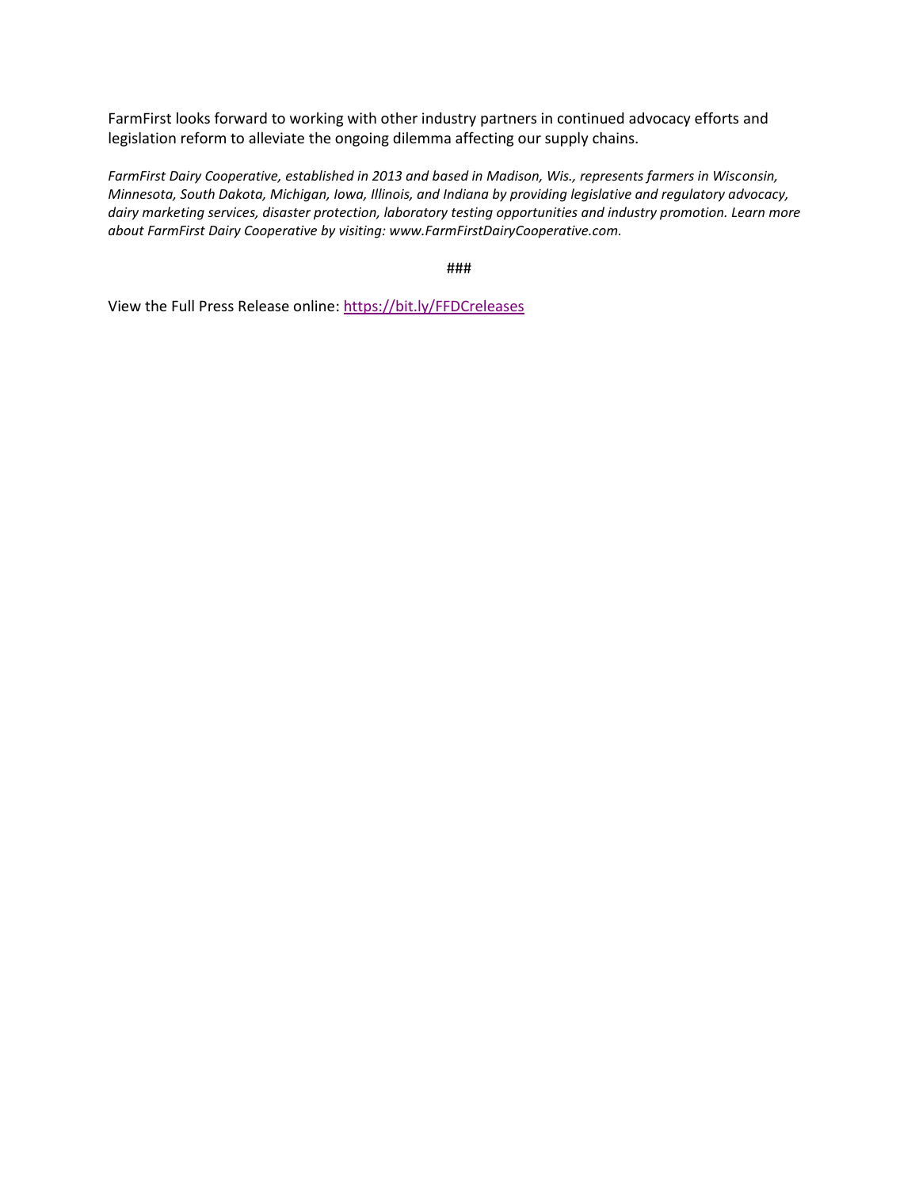FarmFirst looks forward to working with other industry partners in continued advocacy efforts and legislation reform to alleviate the ongoing dilemma affecting our supply chains.

*FarmFirst Dairy Cooperative, established in 2013 and based in Madison, Wis., represents farmers in Wisconsin, Minnesota, South Dakota, Michigan, Iowa, Illinois, and Indiana by providing legislative and regulatory advocacy, dairy marketing services, disaster protection, laboratory testing opportunities and industry promotion. Learn more about FarmFirst Dairy Cooperative by visiting: www.FarmFirstDairyCooperative.com.*

###

View the Full Press Release online: https://bit.ly/FFDCreleases